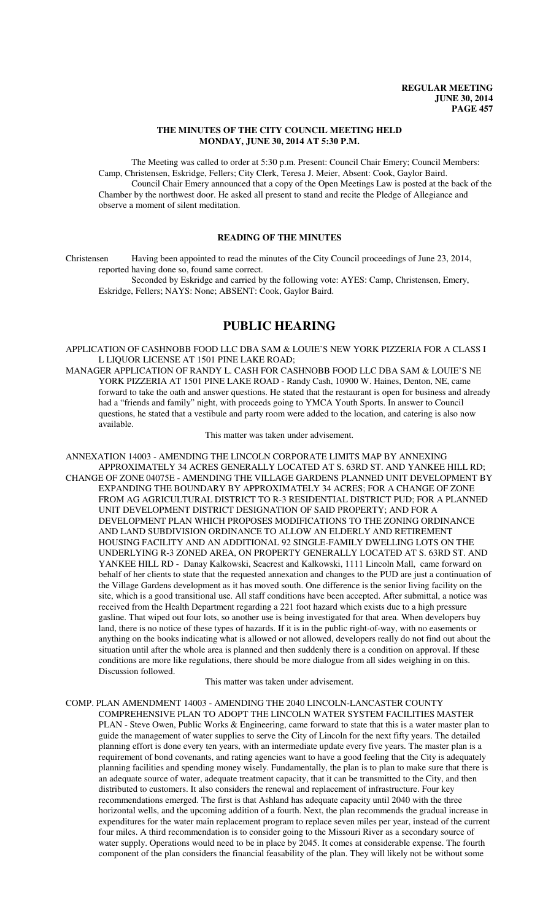# THE MINUTES OF THE CITY COUNCIL MEETING HELD MONDAY, JUNE 30, 2014 AT 5:30 P.M.

The Meeting was called to order at 5:30 p.m. Present: Council Chair Emery; Council Members: Camp, Christensen, Eskridge, Fellers; City Clerk, Teresa J. Meier, Absent: Cook, Gaylor Baird.

Council Chair Emery announced that a copy of the Open Meetings Law is posted at the back of the Chamber by the northwest door. He asked all present to stand and recite the Pledge of Allegiance and observe a moment of silent meditation.

## READING OF THE MINUTES

Christensen Having been appointed to read the minutes of the City Council proceedings of June 23, 2014, reported having done so, found same correct.

Seconded by Eskridge and carried by the following vote: AYES: Camp, Christensen, Emery, Eskridge, Fellers; NAYS: None; ABSENT: Cook, Gaylor Baird.

# PUBLIC HEARING

APPLICATION OF CASHNOBB FOOD LLC DBA SAM & LOUIE'S NEW YORK PIZZERIA FOR A CLASS I L LIQUOR LICENSE AT 1501 PINE LAKE ROAD;

MANAGER APPLICATION OF RANDY L. CASH FOR CASHNOBB FOOD LLC DBA SAM & LOUIE'S NE YORK PIZZERIA AT 1501 PINE LAKE ROAD - Randy Cash, 10900 W. Haines, Denton, NE, came forward to take the oath and answer questions. He stated that the restaurant is open for business and already had a "friends and family" night, with proceeds going to YMCA Youth Sports. In answer to Council questions, he stated that a vestibule and party room were added to the location, and catering is also now available.

This matter was taken under advisement.

ANNEXATION 14003 - AMENDING THE LINCOLN CORPORATE LIMITS MAP BY ANNEXING APPROXIMATELY 34 ACRES GENERALLY LOCATED AT S. 63RD ST. AND YANKEE HILL RD;

CHANGE OF ZONE 04075E - AMENDING THE VILLAGE GARDENS PLANNED UNIT DEVELOPMENT BY EXPANDING THE BOUNDARY BY APPROXIMATELY 34 ACRES; FOR A CHANGE OF ZONE FROM AG AGRICULTURAL DISTRICT TO R-3 RESIDENTIAL DISTRICT PUD; FOR A PLANNED UNIT DEVELOPMENT DISTRICT DESIGNATION OF SAID PROPERTY; AND FOR A DEVELOPMENT PLAN WHICH PROPOSES MODIFICATIONS TO THE ZONING ORDINANCE AND LAND SUBDIVISION ORDINANCE TO ALLOW AN ELDERLY AND RETIREMENT HOUSING FACILITY AND AN ADDITIONAL 92 SINGLE-FAMILY DWELLING LOTS ON THE UNDERLYING R-3 ZONED AREA, ON PROPERTY GENERALLY LOCATED AT S. 63RD ST. AND YANKEE HILL RD - Danay Kalkowski, Seacrest and Kalkowski, 1111 Lincoln Mall, came forward on behalf of her clients to state that the requested annexation and changes to the PUD are just a continuation of the Village Gardens development as it has moved south. One difference is the senior living facility on the site, which is a good transitional use. All staff conditions have been accepted. After submittal, a notice was received from the Health Department regarding a 221 foot hazard which exists due to a high pressure gasline. That wiped out four lots, so another use is being investigated for that area. When developers buy land, there is no notice of these types of hazards. If it is in the public right-of-way, with no easements or anything on the books indicating what is allowed or not allowed, developers really do not find out about the situation until after the whole area is planned and then suddenly there is a condition on approval. If these conditions are more like regulations, there should be more dialogue from all sides weighing in on this. Discussion followed.

This matter was taken under advisement.

COMP. PLAN AMENDMENT 14003 - AMENDING THE 2040 LINCOLN-LANCASTER COUNTY COMPREHENSIVE PLAN TO ADOPT THE LINCOLN WATER SYSTEM FACILITIES MASTER PLAN - Steve Owen, Public Works & Engineering, came forward to state that this is a water master plan to guide the management of water supplies to serve the City of Lincoln for the next fifty years. The detailed planning effort is done every ten years, with an intermediate update every five years. The master plan is a requirement of bond covenants, and rating agencies want to have a good feeling that the City is adequately planning facilities and spending money wisely. Fundamentally, the plan is to plan to make sure that there is an adequate source of water, adequate treatment capacity, that it can be transmitted to the City, and then distributed to customers. It also considers the renewal and replacement of infrastructure. Four key recommendations emerged. The first is that Ashland has adequate capacity until 2040 with the three horizontal wells, and the upcoming addition of a fourth. Next, the plan recommends the gradual increase in expenditures for the water main replacement program to replace seven miles per year, instead of the current four miles. A third recommendation is to consider going to the Missouri River as a secondary source of water supply. Operations would need to be in place by 2045. It comes at considerable expense. The fourth component of the plan considers the financial feasability of the plan. They will likely not be without some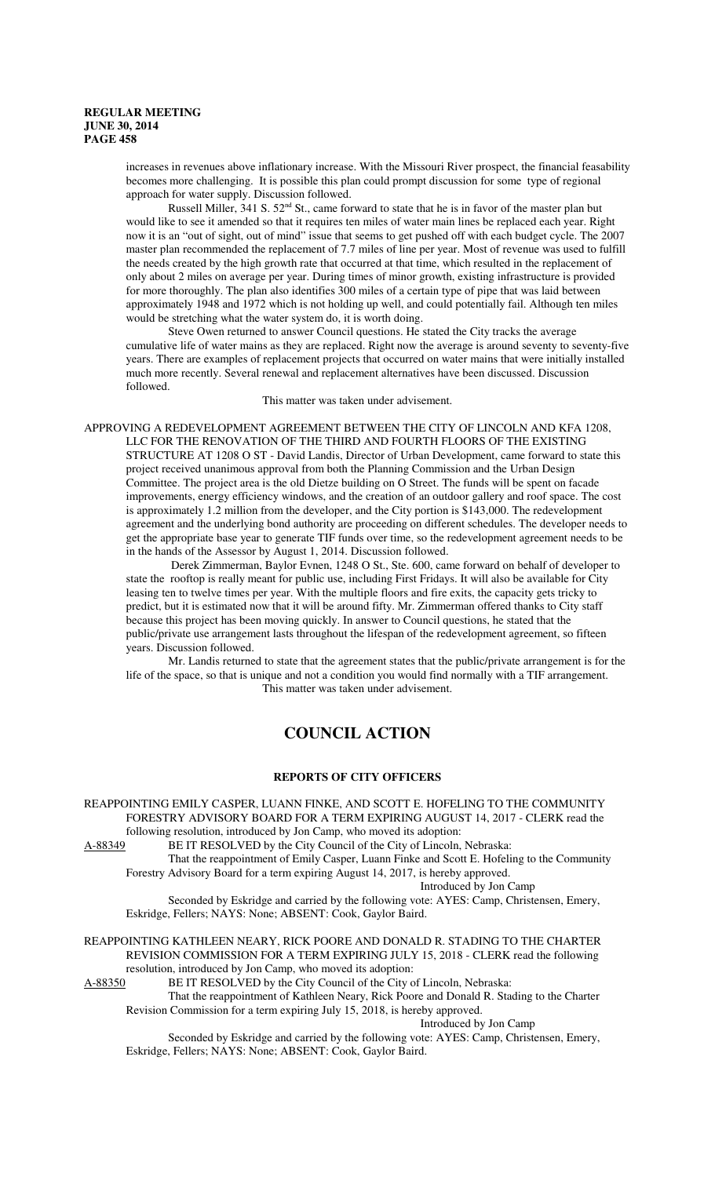increases in revenues above inflationary increase. With the Missouri River prospect, the financial feasability becomes more challenging. It is possible this plan could prompt discussion for some type of regional approach for water supply. Discussion followed.

Russell Miller, 341 S. 52nd St., came forward to state that he is in favor of the master plan but would like to see it amended so that it requires ten miles of water main lines be replaced each year. Right now it is an "out of sight, out of mind" issue that seems to get pushed off with each budget cycle. The 2007 master plan recommended the replacement of 7.7 miles of line per year. Most of revenue was used to fulfill the needs created by the high growth rate that occurred at that time, which resulted in the replacement of only about 2 miles on average per year. During times of minor growth, existing infrastructure is provided for more thoroughly. The plan also identifies 300 miles of a certain type of pipe that was laid between approximately 1948 and 1972 which is not holding up well, and could potentially fail. Although ten miles would be stretching what the water system do, it is worth doing.

Steve Owen returned to answer Council questions. He stated the City tracks the average cumulative life of water mains as they are replaced. Right now the average is around seventy to seventy-five years. There are examples of replacement projects that occurred on water mains that were initially installed much more recently. Several renewal and replacement alternatives have been discussed. Discussion followed.

This matter was taken under advisement.

APPROVING A REDEVELOPMENT AGREEMENT BETWEEN THE CITY OF LINCOLN AND KFA 1208, LLC FOR THE RENOVATION OF THE THIRD AND FOURTH FLOORS OF THE EXISTING STRUCTURE AT 1208 O ST - David Landis, Director of Urban Development, came forward to state this project received unanimous approval from both the Planning Commission and the Urban Design Committee. The project area is the old Dietze building on O Street. The funds will be spent on facade improvements, energy efficiency windows, and the creation of an outdoor gallery and roof space. The cost is approximately 1.2 million from the developer, and the City portion is $143,000. The redevelopment agreement and the underlying bond authority are proceeding on different schedules. The developer needs to get the appropriate base year to generate TIF funds over time, so the redevelopment agreement needs to be in the hands of the Assessor by August 1, 2014. Discussion followed.

Derek Zimmerman, Baylor Evnen, 1248 O St., Ste. 600, came forward on behalf of developer to state the rooftop is really meant for public use, including First Fridays. It will also be available for City leasing ten to twelve times per year. With the multiple floors and fire exits, the capacity gets tricky to predict, but it is estimated now that it will be around fifty. Mr. Zimmerman offered thanks to City staff because this project has been moving quickly. In answer to Council questions, he stated that the public/private use arrangement lasts throughout the lifespan of the redevelopment agreement, so fifteen years. Discussion followed.

Mr. Landis returned to state that the agreement states that the public/private arrangement is for the life of the space, so that is unique and not a condition you would find normally with a TIF arrangement.

This matter was taken under advisement.

# COUNCIL ACTION

## REPORTS OF CITY OFFICERS

REAPPOINTING EMILY CASPER, LUANN FINKE, AND SCOTT E. HOFELING TO THE COMMUNITY FORESTRY ADVISORY BOARD FOR A TERM EXPIRING AUGUST 14, 2017 - CLERK read the following resolution, introduced by Jon Camp, who moved its adoption:

A-88349 BE IT RESOLVED by the City Council of the City of Lincoln, Nebraska:

That the reappointment of Emily Casper, Luann Finke and Scott E. Hofeling to the Community Forestry Advisory Board for a term expiring August 14, 2017, is hereby approved.

Introduced by Jon Camp

Seconded by Eskridge and carried by the following vote: AYES: Camp, Christensen, Emery, Eskridge, Fellers; NAYS: None; ABSENT: Cook, Gaylor Baird.

REAPPOINTING KATHLEEN NEARY, RICK POORE AND DONALD R. STADING TO THE CHARTER REVISION COMMISSION FOR A TERM EXPIRING JULY 15, 2018 - CLERK read the following resolution, introduced by Jon Camp, who moved its adoption:

A-88350 BE IT RESOLVED by the City Council of the City of Lincoln, Nebraska:

That the reappointment of Kathleen Neary, Rick Poore and Donald R. Stading to the Charter Revision Commission for a term expiring July 15, 2018, is hereby approved.

Introduced by Jon Camp

Seconded by Eskridge and carried by the following vote: AYES: Camp, Christensen, Emery, Eskridge, Fellers; NAYS: None; ABSENT: Cook, Gaylor Baird.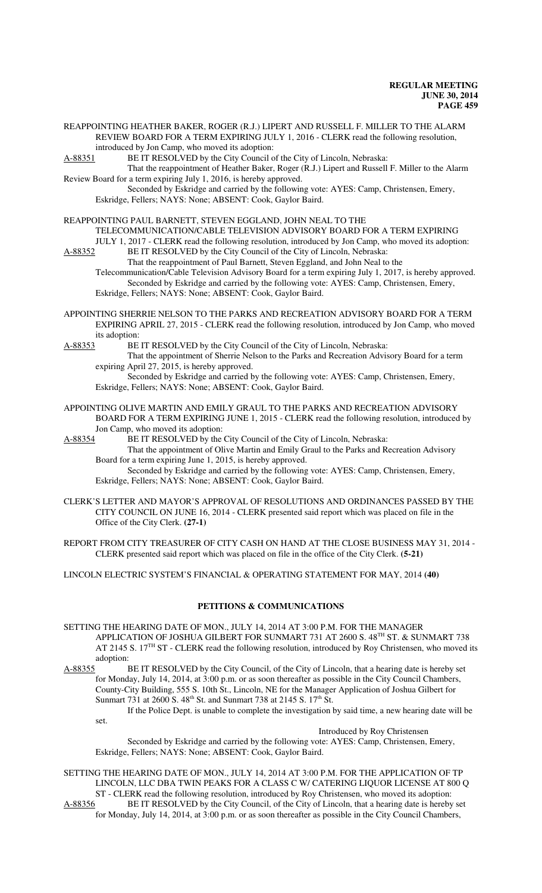REAPPOINTING HEATHER BAKER, ROGER (R.J.) LIPERT AND RUSSELL F. MILLER TO THE ALARM REVIEW BOARD FOR A TERM EXPIRING JULY 1, 2016 - CLERK read the following resolution, introduced by Jon Camp, who moved its adoption:

A-88351 BE IT RESOLVED by the City Council of the City of Lincoln, Nebraska:

That the reappointment of Heather Baker, Roger (R.J.) Lipert and Russell F. Miller to the Alarm Review Board for a term expiring July 1, 2016, is hereby approved.

Seconded by Eskridge and carried by the following vote: AYES: Camp, Christensen, Emery, Eskridge, Fellers; NAYS: None; ABSENT: Cook, Gaylor Baird.

REAPPOINTING PAUL BARNETT, STEVEN EGGLAND, JOHN NEAL TO THE TELECOMMUNICATION/CABLE TELEVISION ADVISORY BOARD FOR A TERM EXPIRING JULY 1, 2017 - CLERK read the following resolution, introduced by Jon Camp, who moved its adoption:

A-88352 BE IT RESOLVED by the City Council of the City of Lincoln, Nebraska:

That the reappointment of Paul Barnett, Steven Eggland, and John Neal to the Telecommunication/Cable Television Advisory Board for a term expiring July 1, 2017, is hereby approved.

Seconded by Eskridge and carried by the following vote: AYES: Camp, Christensen, Emery, Eskridge, Fellers; NAYS: None; ABSENT: Cook, Gaylor Baird.

APPOINTING SHERRIE NELSON TO THE PARKS AND RECREATION ADVISORY BOARD FOR A TERM EXPIRING APRIL 27, 2015 - CLERK read the following resolution, introduced by Jon Camp, who moved its adoption:

A-88353 BE IT RESOLVED by the City Council of the City of Lincoln, Nebraska:

That the appointment of Sherrie Nelson to the Parks and Recreation Advisory Board for a term expiring April 27, 2015, is hereby approved.

Seconded by Eskridge and carried by the following vote: AYES: Camp, Christensen, Emery, Eskridge, Fellers; NAYS: None; ABSENT: Cook, Gaylor Baird.

APPOINTING OLIVE MARTIN AND EMILY GRAUL TO THE PARKS AND RECREATION ADVISORY BOARD FOR A TERM EXPIRING JUNE 1, 2015 - CLERK read the following resolution, introduced by Jon Camp, who moved its adoption:

A-88354 BE IT RESOLVED by the City Council of the City of Lincoln, Nebraska:

That the appointment of Olive Martin and Emily Graul to the Parks and Recreation Advisory Board for a term expiring June 1, 2015, is hereby approved.

Seconded by Eskridge and carried by the following vote: AYES: Camp, Christensen, Emery, Eskridge, Fellers; NAYS: None; ABSENT: Cook, Gaylor Baird.

CLERK'S LETTER AND MAYOR'S APPROVAL OF RESOLUTIONS AND ORDINANCES PASSED BY THE CITY COUNCIL ON JUNE 16, 2014 - CLERK presented said report which was placed on file in the Office of the City Clerk. **(27-1)**

REPORT FROM CITY TREASURER OF CITY CASH ON HAND AT THE CLOSE BUSINESS MAY 31, 2014 - CLERK presented said report which was placed on file in the office of the City Clerk. **(5-21)**

LINCOLN ELECTRIC SYSTEM'S FINANCIAL & OPERATING STATEMENT FOR MAY, 2014 **(40)**

## PETITIONS & COMMUNICATIONS

SETTING THE HEARING DATE OF MON., JULY 14, 2014 AT 3:00 P.M. FOR THE MANAGER APPLICATION OF JOSHUA GILBERT FOR SUNMART 731 AT 2600 S. 48TH ST. & SUNMART 738 AT 2145 S. 17TH ST - CLERK read the following resolution, introduced by Roy Christensen, who moved its adoption:

A-88355 BE IT RESOLVED by the City Council, of the City of Lincoln, that a hearing date is hereby set for Monday, July 14, 2014, at 3:00 p.m. or as soon thereafter as possible in the City Council Chambers, County-City Building, 555 S. 10th St., Lincoln, NE for the Manager Application of Joshua Gilbert for Sunmart 731 at 2600 S. 48th St. and Sunmart 738 at 2145 S. 17th St.

If the Police Dept. is unable to complete the investigation by said time, a new hearing date will be set.

Introduced by Roy Christensen

Seconded by Eskridge and carried by the following vote: AYES: Camp, Christensen, Emery, Eskridge, Fellers; NAYS: None; ABSENT: Cook, Gaylor Baird.

SETTING THE HEARING DATE OF MON., JULY 14, 2014 AT 3:00 P.M. FOR THE APPLICATION OF TP LINCOLN, LLC DBA TWIN PEAKS FOR A CLASS C W/ CATERING LIQUOR LICENSE AT 800 Q ST - CLERK read the following resolution, introduced by Roy Christensen, who moved its adoption:

A-88356 BE IT RESOLVED by the City Council, of the City of Lincoln, that a hearing date is hereby set for Monday, July 14, 2014, at 3:00 p.m. or as soon thereafter as possible in the City Council Chambers,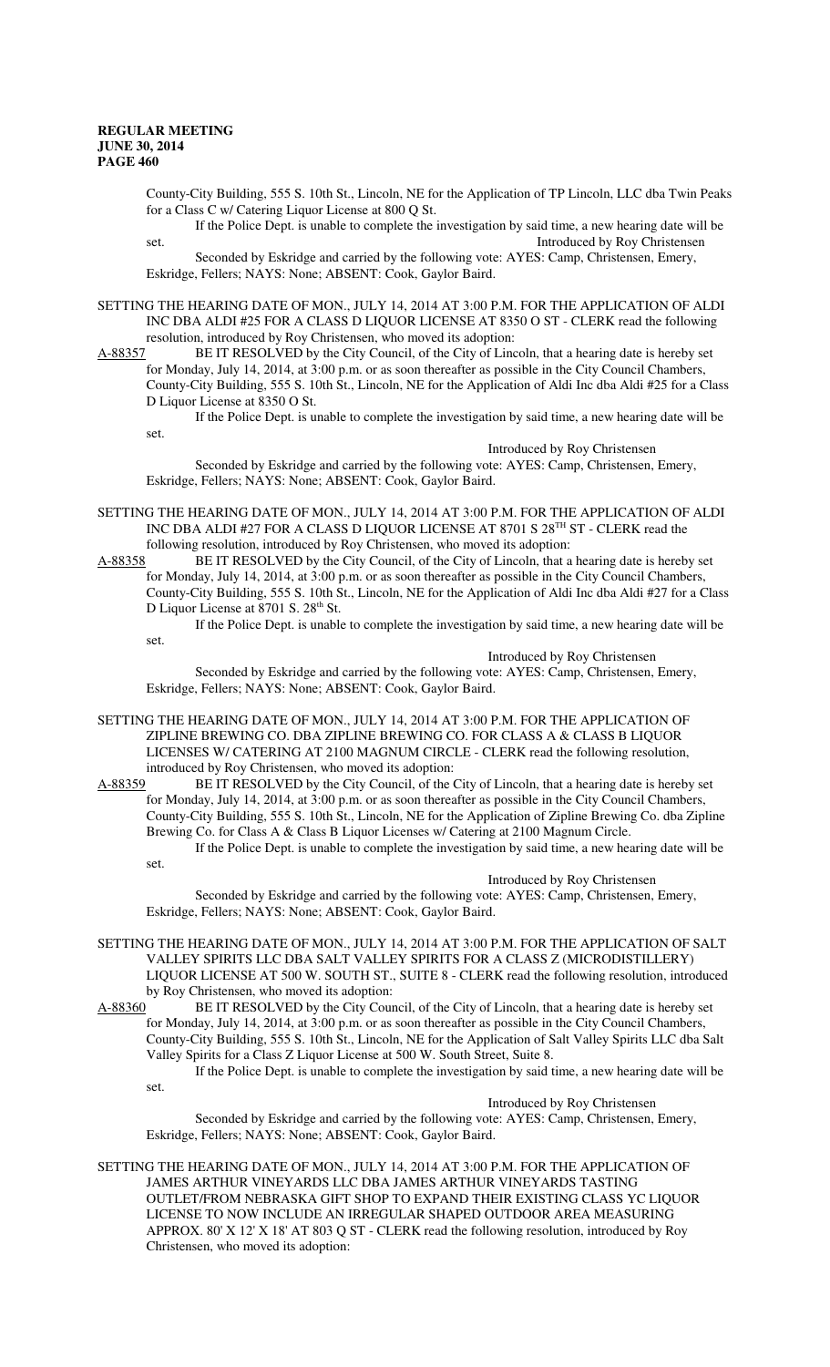County-City Building, 555 S. 10th St., Lincoln, NE for the Application of TP Lincoln, LLC dba Twin Peaks for a Class C w/ Catering Liquor License at 800 Q St.

If the Police Dept. is unable to complete the investigation by said time, a new hearing date will be set.

Introduced by Roy Christensen

Seconded by Eskridge and carried by the following vote: AYES: Camp, Christensen, Emery, Eskridge, Fellers; NAYS: None; ABSENT: Cook, Gaylor Baird.

SETTING THE HEARING DATE OF MON., JULY 14, 2014 AT 3:00 P.M. FOR THE APPLICATION OF ALDI INC DBA ALDI #25 FOR A CLASS D LIQUOR LICENSE AT 8350 O ST - CLERK read the following resolution, introduced by Roy Christensen, who moved its adoption:

A-88357 BE IT RESOLVED by the City Council, of the City of Lincoln, that a hearing date is hereby set for Monday, July 14, 2014, at 3:00 p.m. or as soon thereafter as possible in the City Council Chambers, County-City Building, 555 S. 10th St., Lincoln, NE for the Application of Aldi Inc dba Aldi #25 for a Class D Liquor License at 8350 O St.

If the Police Dept. is unable to complete the investigation by said time, a new hearing date will be set.

Introduced by Roy Christensen

Seconded by Eskridge and carried by the following vote: AYES: Camp, Christensen, Emery, Eskridge, Fellers; NAYS: None; ABSENT: Cook, Gaylor Baird.

SETTING THE HEARING DATE OF MON., JULY 14, 2014 AT 3:00 P.M. FOR THE APPLICATION OF ALDI INC DBA ALDI #27 FOR A CLASS D LIQUOR LICENSE AT 8701 S 28TH ST - CLERK read the following resolution, introduced by Roy Christensen, who moved its adoption:

A-88358 BE IT RESOLVED by the City Council, of the City of Lincoln, that a hearing date is hereby set for Monday, July 14, 2014, at 3:00 p.m. or as soon thereafter as possible in the City Council Chambers, County-City Building, 555 S. 10th St., Lincoln, NE for the Application of Aldi Inc dba Aldi #27 for a Class D Liquor License at 8701 S. 28th St.

If the Police Dept. is unable to complete the investigation by said time, a new hearing date will be set.

Introduced by Roy Christensen

Seconded by Eskridge and carried by the following vote: AYES: Camp, Christensen, Emery, Eskridge, Fellers; NAYS: None; ABSENT: Cook, Gaylor Baird.

SETTING THE HEARING DATE OF MON., JULY 14, 2014 AT 3:00 P.M. FOR THE APPLICATION OF ZIPLINE BREWING CO. DBA ZIPLINE BREWING CO. FOR CLASS A & CLASS B LIQUOR LICENSES W/ CATERING AT 2100 MAGNUM CIRCLE - CLERK read the following resolution, introduced by Roy Christensen, who moved its adoption:

A-88359 BE IT RESOLVED by the City Council, of the City of Lincoln, that a hearing date is hereby set for Monday, July 14, 2014, at 3:00 p.m. or as soon thereafter as possible in the City Council Chambers, County-City Building, 555 S. 10th St., Lincoln, NE for the Application of Zipline Brewing Co. dba Zipline Brewing Co. for Class A & Class B Liquor Licenses w/ Catering at 2100 Magnum Circle.

If the Police Dept. is unable to complete the investigation by said time, a new hearing date will be set.

Introduced by Roy Christensen

Seconded by Eskridge and carried by the following vote: AYES: Camp, Christensen, Emery, Eskridge, Fellers; NAYS: None; ABSENT: Cook, Gaylor Baird.

SETTING THE HEARING DATE OF MON., JULY 14, 2014 AT 3:00 P.M. FOR THE APPLICATION OF SALT VALLEY SPIRITS LLC DBA SALT VALLEY SPIRITS FOR A CLASS Z (MICRODISTILLERY) LIQUOR LICENSE AT 500 W. SOUTH ST., SUITE 8 - CLERK read the following resolution, introduced by Roy Christensen, who moved its adoption:

A-88360 BE IT RESOLVED by the City Council, of the City of Lincoln, that a hearing date is hereby set for Monday, July 14, 2014, at 3:00 p.m. or as soon thereafter as possible in the City Council Chambers, County-City Building, 555 S. 10th St., Lincoln, NE for the Application of Salt Valley Spirits LLC dba Salt Valley Spirits for a Class Z Liquor License at 500 W. South Street, Suite 8.

If the Police Dept. is unable to complete the investigation by said time, a new hearing date will be set.

Introduced by Roy Christensen

Seconded by Eskridge and carried by the following vote: AYES: Camp, Christensen, Emery, Eskridge, Fellers; NAYS: None; ABSENT: Cook, Gaylor Baird.

SETTING THE HEARING DATE OF MON., JULY 14, 2014 AT 3:00 P.M. FOR THE APPLICATION OF JAMES ARTHUR VINEYARDS LLC DBA JAMES ARTHUR VINEYARDS TASTING OUTLET/FROM NEBRASKA GIFT SHOP TO EXPAND THEIR EXISTING CLASS YC LIQUOR LICENSE TO NOW INCLUDE AN IRREGULAR SHAPED OUTDOOR AREA MEASURING APPROX. 80' X 12' X 18' AT 803 Q ST - CLERK read the following resolution, introduced by Roy Christensen, who moved its adoption: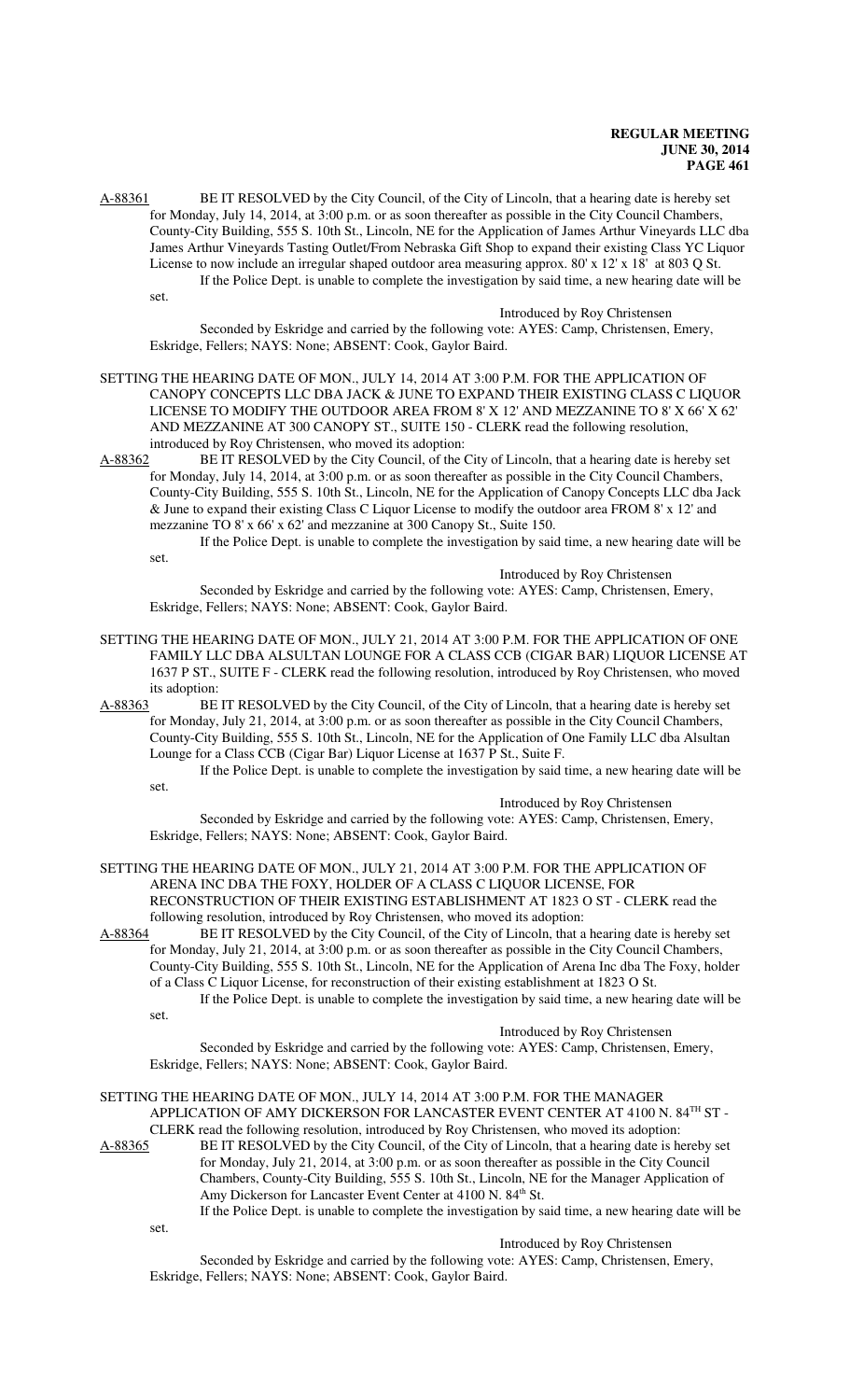A-88361 BE IT RESOLVED by the City Council, of the City of Lincoln, that a hearing date is hereby set for Monday, July 14, 2014, at 3:00 p.m. or as soon thereafter as possible in the City Council Chambers, County-City Building, 555 S. 10th St., Lincoln, NE for the Application of James Arthur Vineyards LLC dba James Arthur Vineyards Tasting Outlet/From Nebraska Gift Shop to expand their existing Class YC Liquor License to now include an irregular shaped outdoor area measuring approx. 80' x 12' x 18' at 803 Q St.

If the Police Dept. is unable to complete the investigation by said time, a new hearing date will be set.

Introduced by Roy Christensen

Seconded by Eskridge and carried by the following vote: AYES: Camp, Christensen, Emery, Eskridge, Fellers; NAYS: None; ABSENT: Cook, Gaylor Baird.

SETTING THE HEARING DATE OF MON., JULY 14, 2014 AT 3:00 P.M. FOR THE APPLICATION OF CANOPY CONCEPTS LLC DBA JACK & JUNE TO EXPAND THEIR EXISTING CLASS C LIQUOR LICENSE TO MODIFY THE OUTDOOR AREA FROM 8' X 12' AND MEZZANINE TO 8' X 66' X 62' AND MEZZANINE AT 300 CANOPY ST., SUITE 150 - CLERK read the following resolution, introduced by Roy Christensen, who moved its adoption:

A-88362 BE IT RESOLVED by the City Council, of the City of Lincoln, that a hearing date is hereby set for Monday, July 14, 2014, at 3:00 p.m. or as soon thereafter as possible in the City Council Chambers, County-City Building, 555 S. 10th St., Lincoln, NE for the Application of Canopy Concepts LLC dba Jack & June to expand their existing Class C Liquor License to modify the outdoor area FROM 8' x 12' and mezzanine TO 8' x 66' x 62' and mezzanine at 300 Canopy St., Suite 150.

If the Police Dept. is unable to complete the investigation by said time, a new hearing date will be set.

Introduced by Roy Christensen

Seconded by Eskridge and carried by the following vote: AYES: Camp, Christensen, Emery, Eskridge, Fellers; NAYS: None; ABSENT: Cook, Gaylor Baird.

SETTING THE HEARING DATE OF MON., JULY 21, 2014 AT 3:00 P.M. FOR THE APPLICATION OF ONE FAMILY LLC DBA ALSULTAN LOUNGE FOR A CLASS CCB (CIGAR BAR) LIQUOR LICENSE AT 1637 P ST., SUITE F - CLERK read the following resolution, introduced by Roy Christensen, who moved its adoption:

A-88363 BE IT RESOLVED by the City Council, of the City of Lincoln, that a hearing date is hereby set for Monday, July 21, 2014, at 3:00 p.m. or as soon thereafter as possible in the City Council Chambers, County-City Building, 555 S. 10th St., Lincoln, NE for the Application of One Family LLC dba Alsultan Lounge for a Class CCB (Cigar Bar) Liquor License at 1637 P St., Suite F.

If the Police Dept. is unable to complete the investigation by said time, a new hearing date will be set.

Introduced by Roy Christensen

Seconded by Eskridge and carried by the following vote: AYES: Camp, Christensen, Emery, Eskridge, Fellers; NAYS: None; ABSENT: Cook, Gaylor Baird.

SETTING THE HEARING DATE OF MON., JULY 21, 2014 AT 3:00 P.M. FOR THE APPLICATION OF ARENA INC DBA THE FOXY, HOLDER OF A CLASS C LIQUOR LICENSE, FOR RECONSTRUCTION OF THEIR EXISTING ESTABLISHMENT AT 1823 O ST - CLERK read the following resolution, introduced by Roy Christensen, who moved its adoption:

A-88364 BE IT RESOLVED by the City Council, of the City of Lincoln, that a hearing date is hereby set for Monday, July 21, 2014, at 3:00 p.m. or as soon thereafter as possible in the City Council Chambers, County-City Building, 555 S. 10th St., Lincoln, NE for the Application of Arena Inc dba The Foxy, holder of a Class C Liquor License, for reconstruction of their existing establishment at 1823 O St.

If the Police Dept. is unable to complete the investigation by said time, a new hearing date will be set.

Introduced by Roy Christensen

Seconded by Eskridge and carried by the following vote: AYES: Camp, Christensen, Emery, Eskridge, Fellers; NAYS: None; ABSENT: Cook, Gaylor Baird.

SETTING THE HEARING DATE OF MON., JULY 14, 2014 AT 3:00 P.M. FOR THE MANAGER APPLICATION OF AMY DICKERSON FOR LANCASTER EVENT CENTER AT 4100 N. 84TH ST - CLERK read the following resolution, introduced by Roy Christensen, who moved its adoption:

A-88365 BE IT RESOLVED by the City Council, of the City of Lincoln, that a hearing date is hereby set for Monday, July 21, 2014, at 3:00 p.m. or as soon thereafter as possible in the City Council Chambers, County-City Building, 555 S. 10th St., Lincoln, NE for the Manager Application of Amy Dickerson for Lancaster Event Center at 4100 N. 84th St.

If the Police Dept. is unable to complete the investigation by said time, a new hearing date will be set.

Introduced by Roy Christensen

Seconded by Eskridge and carried by the following vote: AYES: Camp, Christensen, Emery, Eskridge, Fellers; NAYS: None; ABSENT: Cook, Gaylor Baird.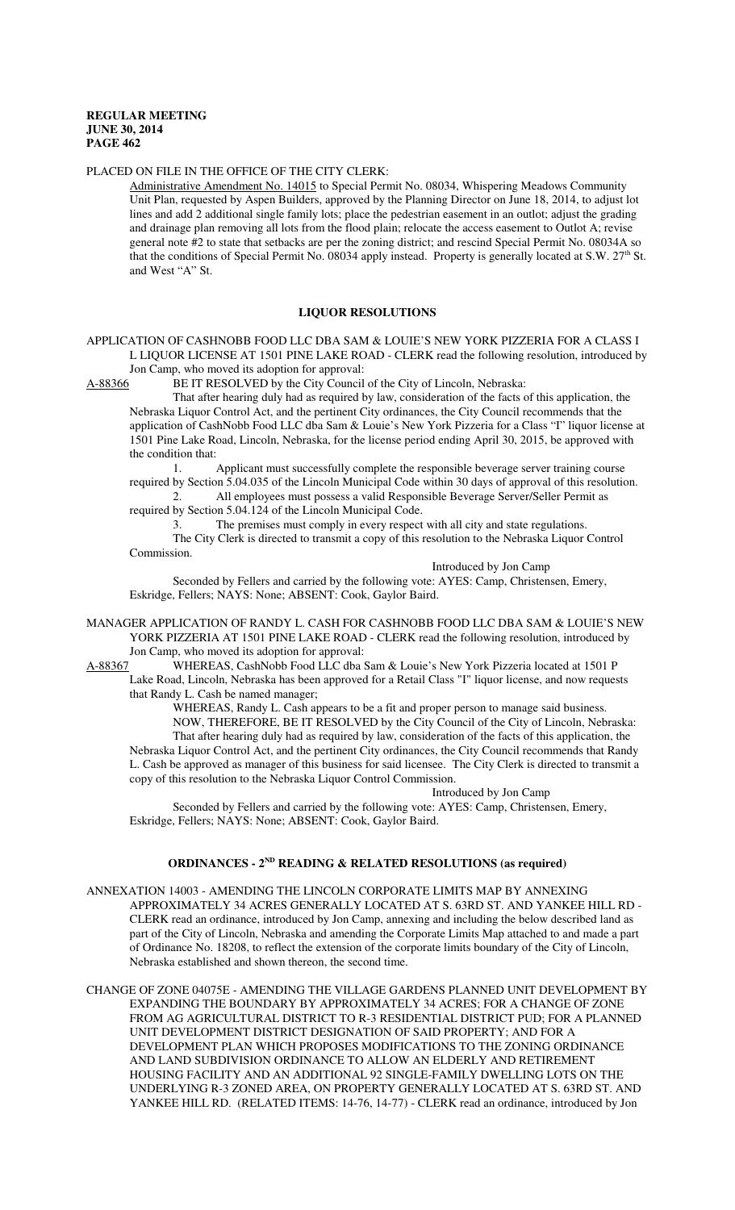PLACED ON FILE IN THE OFFICE OF THE CITY CLERK:

Administrative Amendment No. 14015 to Special Permit No. 08034, Whispering Meadows Community Unit Plan, requested by Aspen Builders, approved by the Planning Director on June 18, 2014, to adjust lot lines and add 2 additional single family lots; place the pedestrian easement in an outlot; adjust the grading and drainage plan removing all lots from the flood plain; relocate the access easement to Outlot A; revise general note #2 to state that setbacks are per the zoning district; and rescind Special Permit No. 08034A so that the conditions of Special Permit No. 08034 apply instead. Property is generally located at S.W. 27th St. and West "A" St.

## LIQUOR RESOLUTIONS

APPLICATION OF CASHNOBB FOOD LLC DBA SAM & LOUIE'S NEW YORK PIZZERIA FOR A CLASS I L LIQUOR LICENSE AT 1501 PINE LAKE ROAD - CLERK read the following resolution, introduced by Jon Camp, who moved its adoption for approval:

A-88366 BE IT RESOLVED by the City Council of the City of Lincoln, Nebraska:

That after hearing duly had as required by law, consideration of the facts of this application, the Nebraska Liquor Control Act, and the pertinent City ordinances, the City Council recommends that the application of CashNobb Food LLC dba Sam & Louie's New York Pizzeria for a Class "I" liquor license at 1501 Pine Lake Road, Lincoln, Nebraska, for the license period ending April 30, 2015, be approved with the condition that:

1. Applicant must successfully complete the responsible beverage server training course required by Section 5.04.035 of the Lincoln Municipal Code within 30 days of approval of this resolution.
2. All employees must possess a valid Responsible Beverage Server/Seller Permit as required by Section 5.04.124 of the Lincoln Municipal Code.
3. The premises must comply in every respect with all city and state regulations.

The City Clerk is directed to transmit a copy of this resolution to the Nebraska Liquor Control Commission.

Introduced by Jon Camp

Seconded by Fellers and carried by the following vote: AYES: Camp, Christensen, Emery, Eskridge, Fellers; NAYS: None; ABSENT: Cook, Gaylor Baird.

MANAGER APPLICATION OF RANDY L. CASH FOR CASHNOBB FOOD LLC DBA SAM & LOUIE'S NEW YORK PIZZERIA AT 1501 PINE LAKE ROAD - CLERK read the following resolution, introduced by Jon Camp, who moved its adoption for approval:

A-88367 WHEREAS, CashNobb Food LLC dba Sam & Louie's New York Pizzeria located at 1501 P Lake Road, Lincoln, Nebraska has been approved for a Retail Class "I" liquor license, and now requests that Randy L. Cash be named manager;

WHEREAS, Randy L. Cash appears to be a fit and proper person to manage said business.

NOW, THEREFORE, BE IT RESOLVED by the City Council of the City of Lincoln, Nebraska:

That after hearing duly had as required by law, consideration of the facts of this application, the Nebraska Liquor Control Act, and the pertinent City ordinances, the City Council recommends that Randy L. Cash be approved as manager of this business for said licensee. The City Clerk is directed to transmit a copy of this resolution to the Nebraska Liquor Control Commission.

Introduced by Jon Camp

Seconded by Fellers and carried by the following vote: AYES: Camp, Christensen, Emery, Eskridge, Fellers; NAYS: None; ABSENT: Cook, Gaylor Baird.

## ORDINANCES - 2ND READING & RELATED RESOLUTIONS (as required)

ANNEXATION 14003 - AMENDING THE LINCOLN CORPORATE LIMITS MAP BY ANNEXING APPROXIMATELY 34 ACRES GENERALLY LOCATED AT S. 63RD ST. AND YANKEE HILL RD - CLERK read an ordinance, introduced by Jon Camp, annexing and including the below described land as part of the City of Lincoln, Nebraska and amending the Corporate Limits Map attached to and made a part of Ordinance No. 18208, to reflect the extension of the corporate limits boundary of the City of Lincoln, Nebraska established and shown thereon, the second time.

CHANGE OF ZONE 04075E - AMENDING THE VILLAGE GARDENS PLANNED UNIT DEVELOPMENT BY EXPANDING THE BOUNDARY BY APPROXIMATELY 34 ACRES; FOR A CHANGE OF ZONE FROM AG AGRICULTURAL DISTRICT TO R-3 RESIDENTIAL DISTRICT PUD; FOR A PLANNED UNIT DEVELOPMENT DISTRICT DESIGNATION OF SAID PROPERTY; AND FOR A DEVELOPMENT PLAN WHICH PROPOSES MODIFICATIONS TO THE ZONING ORDINANCE AND LAND SUBDIVISION ORDINANCE TO ALLOW AN ELDERLY AND RETIREMENT HOUSING FACILITY AND AN ADDITIONAL 92 SINGLE-FAMILY DWELLING LOTS ON THE UNDERLYING R-3 ZONED AREA, ON PROPERTY GENERALLY LOCATED AT S. 63RD ST. AND YANKEE HILL RD. (RELATED ITEMS: 14-76, 14-77) - CLERK read an ordinance, introduced by Jon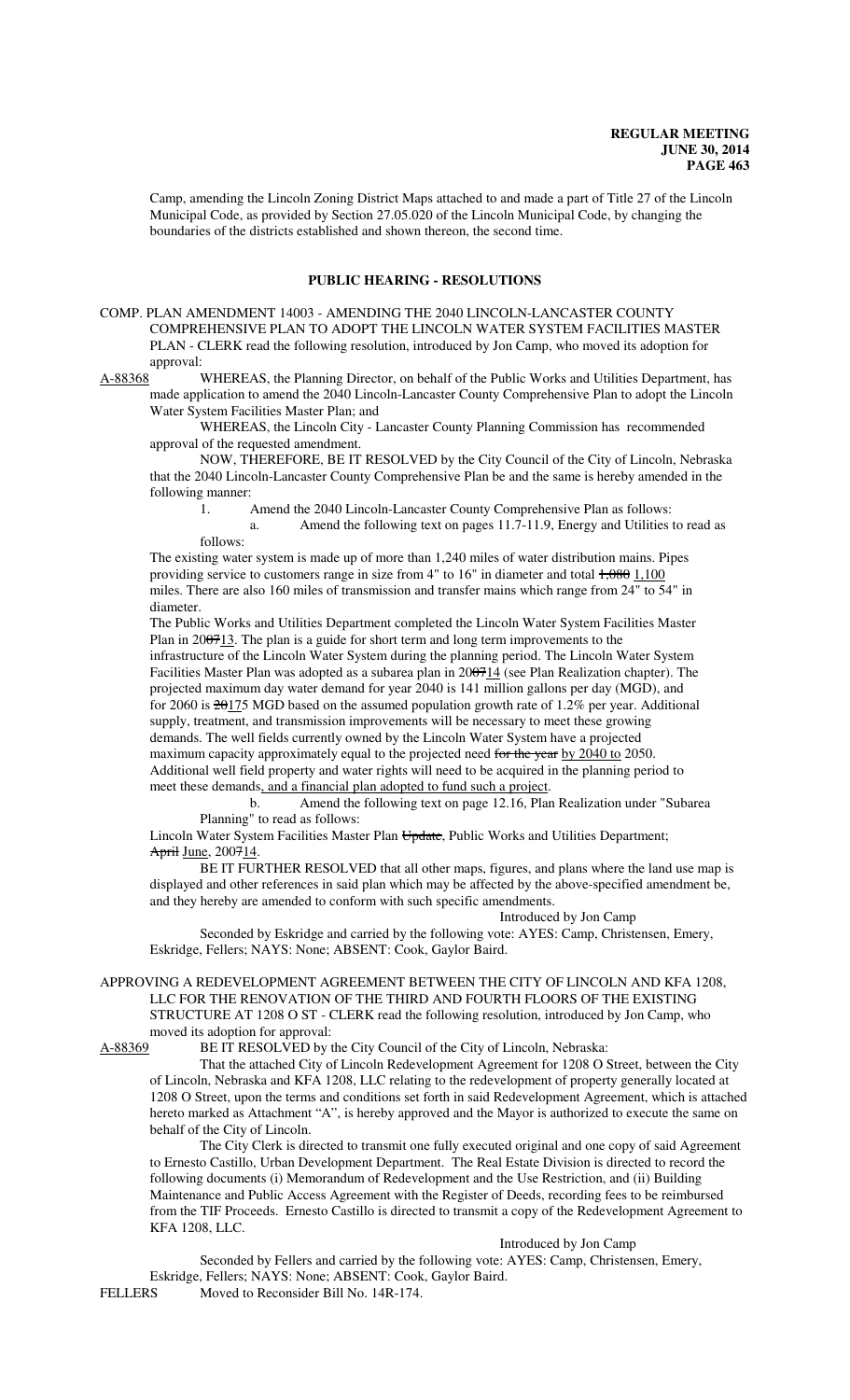Camp, amending the Lincoln Zoning District Maps attached to and made a part of Title 27 of the Lincoln Municipal Code, as provided by Section 27.05.020 of the Lincoln Municipal Code, by changing the boundaries of the districts established and shown thereon, the second time.

## PUBLIC HEARING - RESOLUTIONS

COMP. PLAN AMENDMENT 14003 - AMENDING THE 2040 LINCOLN-LANCASTER COUNTY COMPREHENSIVE PLAN TO ADOPT THE LINCOLN WATER SYSTEM FACILITIES MASTER PLAN - CLERK read the following resolution, introduced by Jon Camp, who moved its adoption for approval:

<u>A-88368</u> WHEREAS, the Planning Director, on behalf of the Public Works and Utilities Department, has made application to amend the 2040 Lincoln-Lancaster County Comprehensive Plan to adopt the Lincoln Water System Facilities Master Plan; and

WHEREAS, the Lincoln City - Lancaster County Planning Commission has recommended approval of the requested amendment.

NOW, THEREFORE, BE IT RESOLVED by the City Council of the City of Lincoln, Nebraska that the 2040 Lincoln-Lancaster County Comprehensive Plan be and the same is hereby amended in the following manner:

1. Amend the 2040 Lincoln-Lancaster County Comprehensive Plan as follows:
   a. Amend the following text on pages 11.7-11.9, Energy and Utilities to read as follows:

The existing water system is made up of more than 1,240 miles of water distribution mains. Pipes providing service to customers range in size from 4" to 16" in diameter and total ~~1,080~~ <u>1,100</u> miles. There are also 160 miles of transmission and transfer mains which range from 24" to 54" in diameter.

The Public Works and Utilities Department completed the Lincoln Water System Facilities Master Plan in 20~~07~~<u>13</u>. The plan is a guide for short term and long term improvements to the infrastructure of the Lincoln Water System during the planning period. The Lincoln Water System Facilities Master Plan was adopted as a subarea plan in 20~~07~~<u>14</u> (see Plan Realization chapter). The projected maximum day water demand for year 2040 is 141 million gallons per day (MGD), and for 2060 is ~~20~~175 MGD based on the assumed population growth rate of 1.2% per year. Additional supply, treatment, and transmission improvements will be necessary to meet these growing demands. The well fields currently owned by the Lincoln Water System have a projected maximum capacity approximately equal to the projected need ~~for the year~~ <u>by</u> 2040 <u>to</u> 2050. Additional well field property and water rights will need to be acquired in the planning period to meet these demands<u>, and a financial plan adopted to fund such a project</u>.

   b. Amend the following text on page 12.16, Plan Realization under "Subarea Planning" to read as follows:

Lincoln Water System Facilities Master Plan ~~Update~~, Public Works and Utilities Department; ~~April~~ <u>June</u>, 20~~07~~<u>14</u>.

BE IT FURTHER RESOLVED that all other maps, figures, and plans where the land use map is displayed and other references in said plan which may be affected by the above-specified amendment be, and they hereby are amended to conform with such specific amendments.

Introduced by Jon Camp

Seconded by Eskridge and carried by the following vote: AYES: Camp, Christensen, Emery, Eskridge, Fellers; NAYS: None; ABSENT: Cook, Gaylor Baird.

APPROVING A REDEVELOPMENT AGREEMENT BETWEEN THE CITY OF LINCOLN AND KFA 1208, LLC FOR THE RENOVATION OF THE THIRD AND FOURTH FLOORS OF THE EXISTING STRUCTURE AT 1208 O ST - CLERK read the following resolution, introduced by Jon Camp, who moved its adoption for approval:

<u>A-88369</u> BE IT RESOLVED by the City Council of the City of Lincoln, Nebraska:

That the attached City of Lincoln Redevelopment Agreement for 1208 O Street, between the City of Lincoln, Nebraska and KFA 1208, LLC relating to the redevelopment of property generally located at 1208 O Street, upon the terms and conditions set forth in said Redevelopment Agreement, which is attached hereto marked as Attachment "A", is hereby approved and the Mayor is authorized to execute the same on behalf of the City of Lincoln.

The City Clerk is directed to transmit one fully executed original and one copy of said Agreement to Ernesto Castillo, Urban Development Department. The Real Estate Division is directed to record the following documents (i) Memorandum of Redevelopment and the Use Restriction, and (ii) Building Maintenance and Public Access Agreement with the Register of Deeds, recording fees to be reimbursed from the TIF Proceeds. Ernesto Castillo is directed to transmit a copy of the Redevelopment Agreement to KFA 1208, LLC.

Introduced by Jon Camp

Seconded by Fellers and carried by the following vote: AYES: Camp, Christensen, Emery, Eskridge, Fellers; NAYS: None; ABSENT: Cook, Gaylor Baird.

FELLERS Moved to Reconsider Bill No. 14R-174.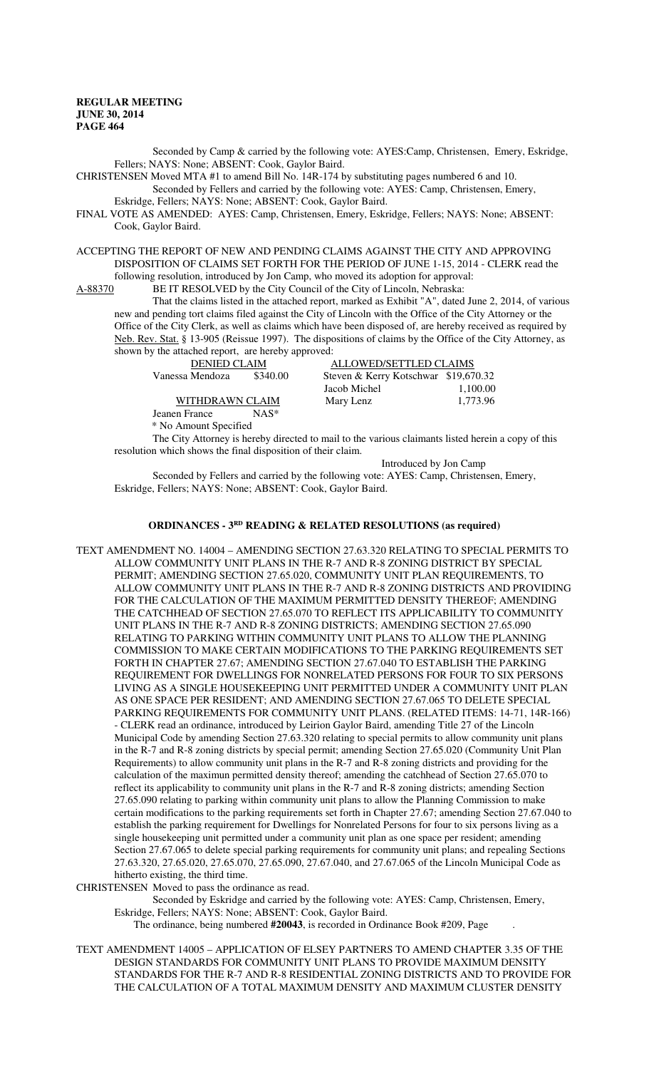Seconded by Camp & carried by the following vote: AYES:Camp, Christensen, Emery, Eskridge, Fellers; NAYS: None; ABSENT: Cook, Gaylor Baird.

CHRISTENSEN Moved MTA #1 to amend Bill No. 14R-174 by substituting pages numbered 6 and 10.

Seconded by Fellers and carried by the following vote: AYES: Camp, Christensen, Emery, Eskridge, Fellers; NAYS: None; ABSENT: Cook, Gaylor Baird.

FINAL VOTE AS AMENDED: AYES: Camp, Christensen, Emery, Eskridge, Fellers; NAYS: None; ABSENT: Cook, Gaylor Baird.

ACCEPTING THE REPORT OF NEW AND PENDING CLAIMS AGAINST THE CITY AND APPROVING DISPOSITION OF CLAIMS SET FORTH FOR THE PERIOD OF JUNE 1-15, 2014 - CLERK read the following resolution, introduced by Jon Camp, who moved its adoption for approval:

A-88370 BE IT RESOLVED by the City Council of the City of Lincoln, Nebraska:

That the claims listed in the attached report, marked as Exhibit "A", dated June 2, 2014, of various new and pending tort claims filed against the City of Lincoln with the Office of the City Attorney or the Office of the City Clerk, as well as claims which have been disposed of, are hereby received as required by Neb. Rev. Stat. § 13-905 (Reissue 1997). The dispositions of claims by the Office of the City Attorney, as shown by the attached report, are hereby approved:

| DENIED CLAIM | | ALLOWED/SETTLED CLAIMS | |
|---|---|---|---|
| Vanessa Mendoza | $340.00 | Steven & Kerry Kotschwar | $19,670.32 |
| | | Jacob Michel | 1,100.00 |
| WITHDRAWN CLAIM | | Mary Lenz | 1,773.96 |
| Jeanen France | NAS* | | |

\* No Amount Specified

The City Attorney is hereby directed to mail to the various claimants listed herein a copy of this resolution which shows the final disposition of their claim.

Introduced by Jon Camp

Seconded by Fellers and carried by the following vote: AYES: Camp, Christensen, Emery, Eskridge, Fellers; NAYS: None; ABSENT: Cook, Gaylor Baird.

## ORDINANCES - 3RD READING & RELATED RESOLUTIONS (as required)

TEXT AMENDMENT NO. 14004 – AMENDING SECTION 27.63.320 RELATING TO SPECIAL PERMITS TO ALLOW COMMUNITY UNIT PLANS IN THE R-7 AND R-8 ZONING DISTRICT BY SPECIAL PERMIT; AMENDING SECTION 27.65.020, COMMUNITY UNIT PLAN REQUIREMENTS, TO ALLOW COMMUNITY UNIT PLANS IN THE R-7 AND R-8 ZONING DISTRICTS AND PROVIDING FOR THE CALCULATION OF THE MAXIMUM PERMITTED DENSITY THEREOF; AMENDING THE CATCHHEAD OF SECTION 27.65.070 TO REFLECT ITS APPLICABILITY TO COMMUNITY UNIT PLANS IN THE R-7 AND R-8 ZONING DISTRICTS; AMENDING SECTION 27.65.090 RELATING TO PARKING WITHIN COMMUNITY UNIT PLANS TO ALLOW THE PLANNING COMMISSION TO MAKE CERTAIN MODIFICATIONS TO THE PARKING REQUIREMENTS SET FORTH IN CHAPTER 27.67; AMENDING SECTION 27.67.040 TO ESTABLISH THE PARKING REQUIREMENT FOR DWELLINGS FOR NONRELATED PERSONS FOR FOUR TO SIX PERSONS LIVING AS A SINGLE HOUSEKEEPING UNIT PERMITTED UNDER A COMMUNITY UNIT PLAN AS ONE SPACE PER RESIDENT; AND AMENDING SECTION 27.67.065 TO DELETE SPECIAL PARKING REQUIREMENTS FOR COMMUNITY UNIT PLANS. (RELATED ITEMS: 14-71, 14R-166) - CLERK read an ordinance, introduced by Leirion Gaylor Baird, amending Title 27 of the Lincoln Municipal Code by amending Section 27.63.320 relating to special permits to allow community unit plans in the R-7 and R-8 zoning districts by special permit; amending Section 27.65.020 (Community Unit Plan Requirements) to allow community unit plans in the R-7 and R-8 zoning districts and providing for the calculation of the maximun permitted density thereof; amending the catchhead of Section 27.65.070 to reflect its applicability to community unit plans in the R-7 and R-8 zoning districts; amending Section 27.65.090 relating to parking within community unit plans to allow the Planning Commission to make certain modifications to the parking requirements set forth in Chapter 27.67; amending Section 27.67.040 to establish the parking requirement for Dwellings for Nonrelated Persons for four to six persons living as a single housekeeping unit permitted under a community unit plan as one space per resident; amending Section 27.67.065 to delete special parking requirements for community unit plans; and repealing Sections 27.63.320, 27.65.020, 27.65.070, 27.65.090, 27.67.040, and 27.67.065 of the Lincoln Municipal Code as hitherto existing, the third time.

CHRISTENSEN Moved to pass the ordinance as read.

Seconded by Eskridge and carried by the following vote: AYES: Camp, Christensen, Emery, Eskridge, Fellers; NAYS: None; ABSENT: Cook, Gaylor Baird.

The ordinance, being numbered **#20043**, is recorded in Ordinance Book #209, Page .

TEXT AMENDMENT 14005 – APPLICATION OF ELSEY PARTNERS TO AMEND CHAPTER 3.35 OF THE DESIGN STANDARDS FOR COMMUNITY UNIT PLANS TO PROVIDE MAXIMUM DENSITY STANDARDS FOR THE R-7 AND R-8 RESIDENTIAL ZONING DISTRICTS AND TO PROVIDE FOR THE CALCULATION OF A TOTAL MAXIMUM DENSITY AND MAXIMUM CLUSTER DENSITY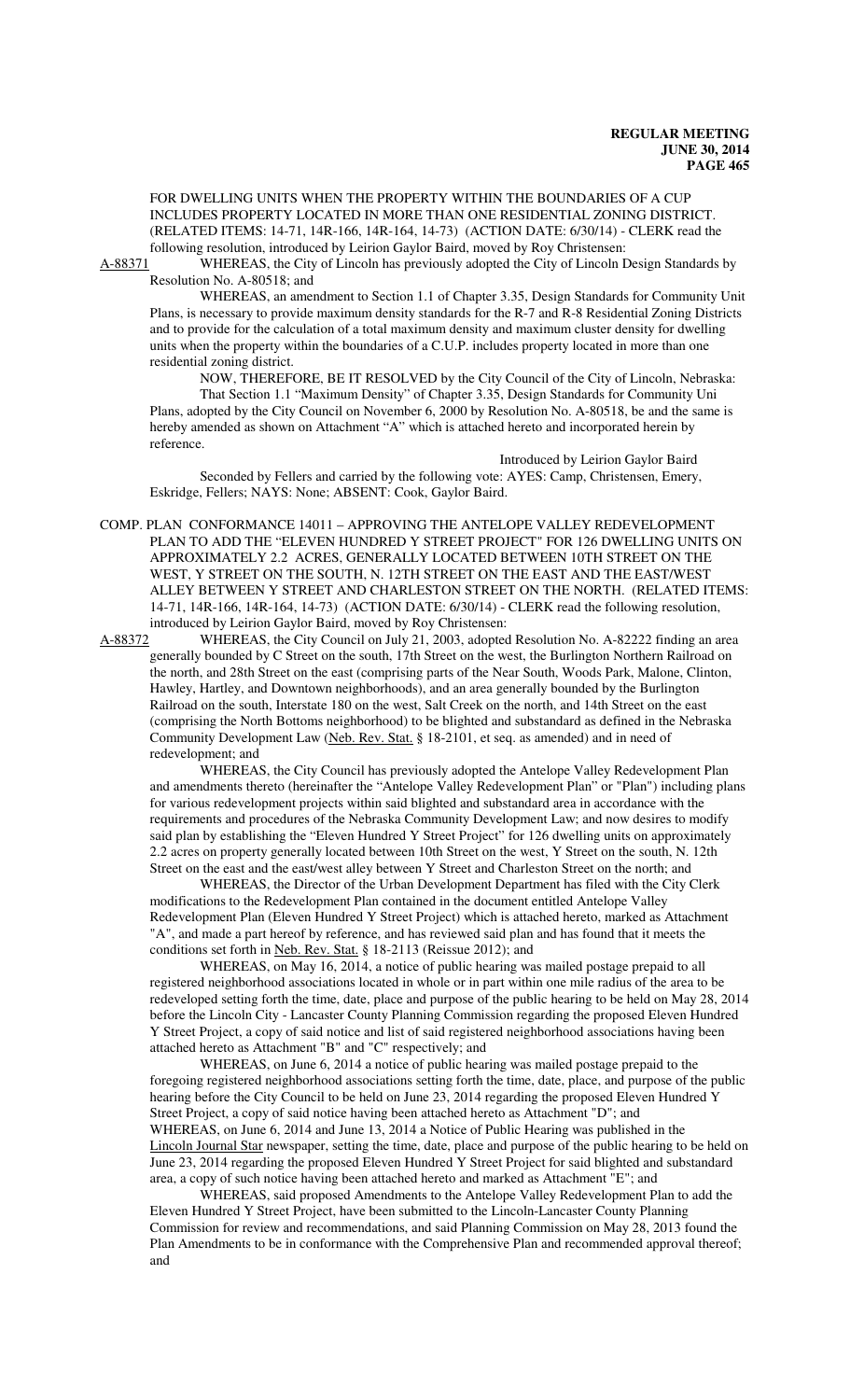FOR DWELLING UNITS WHEN THE PROPERTY WITHIN THE BOUNDARIES OF A CUP INCLUDES PROPERTY LOCATED IN MORE THAN ONE RESIDENTIAL ZONING DISTRICT. (RELATED ITEMS: 14-71, 14R-166, 14R-164, 14-73) (ACTION DATE: 6/30/14) - CLERK read the following resolution, introduced by Leirion Gaylor Baird, moved by Roy Christensen:

A-88371 WHEREAS, the City of Lincoln has previously adopted the City of Lincoln Design Standards by Resolution No. A-80518; and

WHEREAS, an amendment to Section 1.1 of Chapter 3.35, Design Standards for Community Unit Plans, is necessary to provide maximum density standards for the R-7 and R-8 Residential Zoning Districts and to provide for the calculation of a total maximum density and maximum cluster density for dwelling units when the property within the boundaries of a C.U.P. includes property located in more than one residential zoning district.

NOW, THEREFORE, BE IT RESOLVED by the City Council of the City of Lincoln, Nebraska:

That Section 1.1 "Maximum Density" of Chapter 3.35, Design Standards for Community Uni Plans, adopted by the City Council on November 6, 2000 by Resolution No. A-80518, be and the same is hereby amended as shown on Attachment "A" which is attached hereto and incorporated herein by reference.

Introduced by Leirion Gaylor Baird

Seconded by Fellers and carried by the following vote: AYES: Camp, Christensen, Emery, Eskridge, Fellers; NAYS: None; ABSENT: Cook, Gaylor Baird.

COMP. PLAN CONFORMANCE 14011 – APPROVING THE ANTELOPE VALLEY REDEVELOPMENT PLAN TO ADD THE "ELEVEN HUNDRED Y STREET PROJECT" FOR 126 DWELLING UNITS ON APPROXIMATELY 2.2 ACRES, GENERALLY LOCATED BETWEEN 10TH STREET ON THE WEST, Y STREET ON THE SOUTH, N. 12TH STREET ON THE EAST AND THE EAST/WEST ALLEY BETWEEN Y STREET AND CHARLESTON STREET ON THE NORTH. (RELATED ITEMS: 14-71, 14R-166, 14R-164, 14-73) (ACTION DATE: 6/30/14) - CLERK read the following resolution, introduced by Leirion Gaylor Baird, moved by Roy Christensen:

A-88372 WHEREAS, the City Council on July 21, 2003, adopted Resolution No. A-82222 finding an area generally bounded by C Street on the south, 17th Street on the west, the Burlington Northern Railroad on the north, and 28th Street on the east (comprising parts of the Near South, Woods Park, Malone, Clinton, Hawley, Hartley, and Downtown neighborhoods), and an area generally bounded by the Burlington Railroad on the south, Interstate 180 on the west, Salt Creek on the north, and 14th Street on the east (comprising the North Bottoms neighborhood) to be blighted and substandard as defined in the Nebraska Community Development Law (Neb. Rev. Stat. § 18-2101, et seq. as amended) and in need of redevelopment; and

WHEREAS, the City Council has previously adopted the Antelope Valley Redevelopment Plan and amendments thereto (hereinafter the "Antelope Valley Redevelopment Plan" or "Plan") including plans for various redevelopment projects within said blighted and substandard area in accordance with the requirements and procedures of the Nebraska Community Development Law; and now desires to modify said plan by establishing the "Eleven Hundred Y Street Project" for 126 dwelling units on approximately 2.2 acres on property generally located between 10th Street on the west, Y Street on the south, N. 12th Street on the east and the east/west alley between Y Street and Charleston Street on the north; and

WHEREAS, the Director of the Urban Development Department has filed with the City Clerk modifications to the Redevelopment Plan contained in the document entitled Antelope Valley Redevelopment Plan (Eleven Hundred Y Street Project) which is attached hereto, marked as Attachment "A", and made a part hereof by reference, and has reviewed said plan and has found that it meets the conditions set forth in Neb. Rev. Stat. § 18-2113 (Reissue 2012); and

WHEREAS, on May 16, 2014, a notice of public hearing was mailed postage prepaid to all registered neighborhood associations located in whole or in part within one mile radius of the area to be redeveloped setting forth the time, date, place and purpose of the public hearing to be held on May 28, 2014 before the Lincoln City - Lancaster County Planning Commission regarding the proposed Eleven Hundred Y Street Project, a copy of said notice and list of said registered neighborhood associations having been attached hereto as Attachment "B" and "C" respectively; and

WHEREAS, on June 6, 2014 a notice of public hearing was mailed postage prepaid to the foregoing registered neighborhood associations setting forth the time, date, place, and purpose of the public hearing before the City Council to be held on June 23, 2014 regarding the proposed Eleven Hundred Y Street Project, a copy of said notice having been attached hereto as Attachment "D"; and

WHEREAS, on June 6, 2014 and June 13, 2014 a Notice of Public Hearing was published in the Lincoln Journal Star newspaper, setting the time, date, place and purpose of the public hearing to be held on June 23, 2014 regarding the proposed Eleven Hundred Y Street Project for said blighted and substandard area, a copy of such notice having been attached hereto and marked as Attachment "E"; and

WHEREAS, said proposed Amendments to the Antelope Valley Redevelopment Plan to add the Eleven Hundred Y Street Project, have been submitted to the Lincoln-Lancaster County Planning Commission for review and recommendations, and said Planning Commission on May 28, 2013 found the Plan Amendments to be in conformance with the Comprehensive Plan and recommended approval thereof; and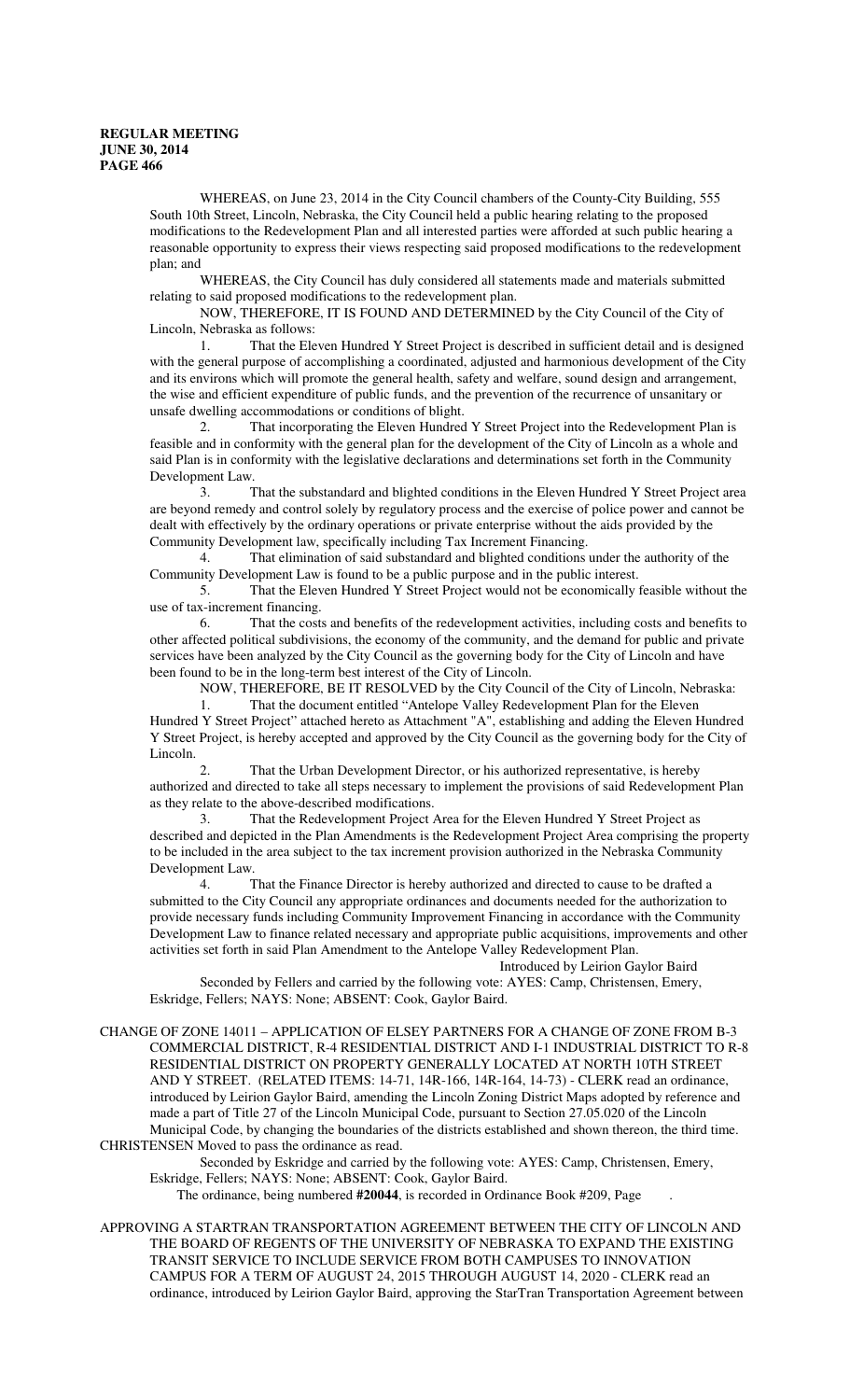WHEREAS, on June 23, 2014 in the City Council chambers of the County-City Building, 555 South 10th Street, Lincoln, Nebraska, the City Council held a public hearing relating to the proposed modifications to the Redevelopment Plan and all interested parties were afforded at such public hearing a reasonable opportunity to express their views respecting said proposed modifications to the redevelopment plan; and

WHEREAS, the City Council has duly considered all statements made and materials submitted relating to said proposed modifications to the redevelopment plan.

NOW, THEREFORE, IT IS FOUND AND DETERMINED by the City Council of the City of Lincoln, Nebraska as follows:

1. That the Eleven Hundred Y Street Project is described in sufficient detail and is designed with the general purpose of accomplishing a coordinated, adjusted and harmonious development of the City and its environs which will promote the general health, safety and welfare, sound design and arrangement, the wise and efficient expenditure of public funds, and the prevention of the recurrence of unsanitary or unsafe dwelling accommodations or conditions of blight.

2. That incorporating the Eleven Hundred Y Street Project into the Redevelopment Plan is feasible and in conformity with the general plan for the development of the City of Lincoln as a whole and said Plan is in conformity with the legislative declarations and determinations set forth in the Community Development Law.

3. That the substandard and blighted conditions in the Eleven Hundred Y Street Project area are beyond remedy and control solely by regulatory process and the exercise of police power and cannot be dealt with effectively by the ordinary operations or private enterprise without the aids provided by the Community Development law, specifically including Tax Increment Financing.

4. That elimination of said substandard and blighted conditions under the authority of the Community Development Law is found to be a public purpose and in the public interest.

5. That the Eleven Hundred Y Street Project would not be economically feasible without the use of tax-increment financing.

6. That the costs and benefits of the redevelopment activities, including costs and benefits to other affected political subdivisions, the economy of the community, and the demand for public and private services have been analyzed by the City Council as the governing body for the City of Lincoln and have been found to be in the long-term best interest of the City of Lincoln.

NOW, THEREFORE, BE IT RESOLVED by the City Council of the City of Lincoln, Nebraska:

1. That the document entitled "Antelope Valley Redevelopment Plan for the Eleven Hundred Y Street Project" attached hereto as Attachment "A", establishing and adding the Eleven Hundred Y Street Project, is hereby accepted and approved by the City Council as the governing body for the City of Lincoln.

2. That the Urban Development Director, or his authorized representative, is hereby authorized and directed to take all steps necessary to implement the provisions of said Redevelopment Plan as they relate to the above-described modifications.

3. That the Redevelopment Project Area for the Eleven Hundred Y Street Project as described and depicted in the Plan Amendments is the Redevelopment Project Area comprising the property to be included in the area subject to the tax increment provision authorized in the Nebraska Community Development Law.

4. That the Finance Director is hereby authorized and directed to cause to be drafted a submitted to the City Council any appropriate ordinances and documents needed for the authorization to provide necessary funds including Community Improvement Financing in accordance with the Community Development Law to finance related necessary and appropriate public acquisitions, improvements and other activities set forth in said Plan Amendment to the Antelope Valley Redevelopment Plan.

Introduced by Leirion Gaylor Baird

Seconded by Fellers and carried by the following vote: AYES: Camp, Christensen, Emery, Eskridge, Fellers; NAYS: None; ABSENT: Cook, Gaylor Baird.

CHANGE OF ZONE 14011 – APPLICATION OF ELSEY PARTNERS FOR A CHANGE OF ZONE FROM B-3 COMMERCIAL DISTRICT, R-4 RESIDENTIAL DISTRICT AND I-1 INDUSTRIAL DISTRICT TO R-8 RESIDENTIAL DISTRICT ON PROPERTY GENERALLY LOCATED AT NORTH 10TH STREET AND Y STREET. (RELATED ITEMS: 14-71, 14R-166, 14R-164, 14-73) - CLERK read an ordinance, introduced by Leirion Gaylor Baird, amending the Lincoln Zoning District Maps adopted by reference and made a part of Title 27 of the Lincoln Municipal Code, pursuant to Section 27.05.020 of the Lincoln Municipal Code, by changing the boundaries of the districts established and shown thereon, the third time.

CHRISTENSEN Moved to pass the ordinance as read.

Seconded by Eskridge and carried by the following vote: AYES: Camp, Christensen, Emery, Eskridge, Fellers; NAYS: None; ABSENT: Cook, Gaylor Baird.

The ordinance, being numbered **#20044**, is recorded in Ordinance Book #209, Page .

APPROVING A STARTRAN TRANSPORTATION AGREEMENT BETWEEN THE CITY OF LINCOLN AND THE BOARD OF REGENTS OF THE UNIVERSITY OF NEBRASKA TO EXPAND THE EXISTING TRANSIT SERVICE TO INCLUDE SERVICE FROM BOTH CAMPUSES TO INNOVATION CAMPUS FOR A TERM OF AUGUST 24, 2015 THROUGH AUGUST 14, 2020 - CLERK read an ordinance, introduced by Leirion Gaylor Baird, approving the StarTran Transportation Agreement between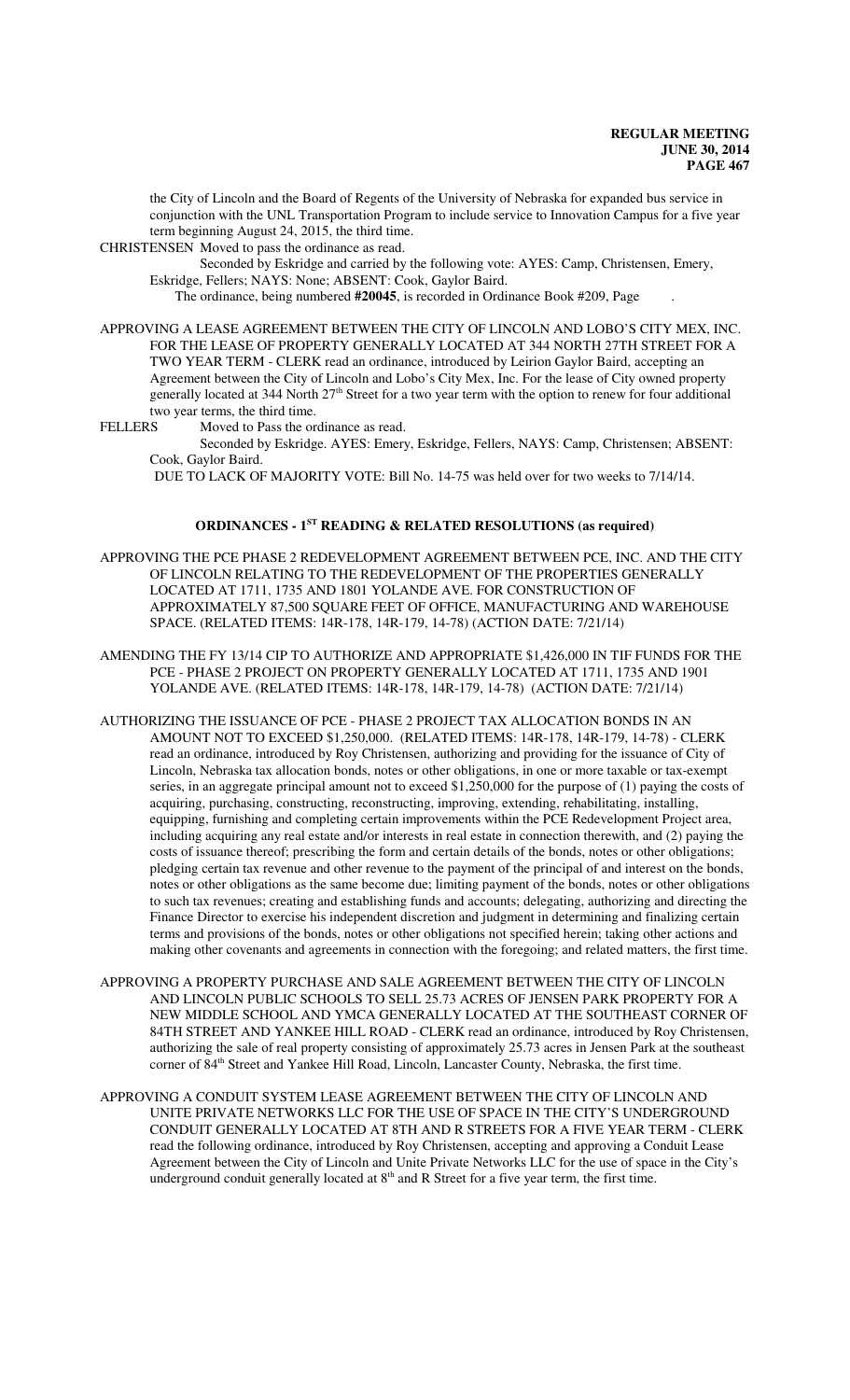the City of Lincoln and the Board of Regents of the University of Nebraska for expanded bus service in conjunction with the UNL Transportation Program to include service to Innovation Campus for a five year term beginning August 24, 2015, the third time.

CHRISTENSEN Moved to pass the ordinance as read.

Seconded by Eskridge and carried by the following vote: AYES: Camp, Christensen, Emery, Eskridge, Fellers; NAYS: None; ABSENT: Cook, Gaylor Baird.

The ordinance, being numbered **#20045**, is recorded in Ordinance Book #209, Page .

APPROVING A LEASE AGREEMENT BETWEEN THE CITY OF LINCOLN AND LOBO'S CITY MEX, INC. FOR THE LEASE OF PROPERTY GENERALLY LOCATED AT 344 NORTH 27TH STREET FOR A TWO YEAR TERM - CLERK read an ordinance, introduced by Leirion Gaylor Baird, accepting an Agreement between the City of Lincoln and Lobo's City Mex, Inc. For the lease of City owned property generally located at 344 North 27th Street for a two year term with the option to renew for four additional two year terms, the third time.

FELLERS Moved to Pass the ordinance as read.

Seconded by Eskridge. AYES: Emery, Eskridge, Fellers, NAYS: Camp, Christensen; ABSENT: Cook, Gaylor Baird.

DUE TO LACK OF MAJORITY VOTE: Bill No. 14-75 was held over for two weeks to 7/14/14.

## ORDINANCES - 1ST READING & RELATED RESOLUTIONS (as required)

APPROVING THE PCE PHASE 2 REDEVELOPMENT AGREEMENT BETWEEN PCE, INC. AND THE CITY OF LINCOLN RELATING TO THE REDEVELOPMENT OF THE PROPERTIES GENERALLY LOCATED AT 1711, 1735 AND 1801 YOLANDE AVE. FOR CONSTRUCTION OF APPROXIMATELY 87,500 SQUARE FEET OF OFFICE, MANUFACTURING AND WAREHOUSE SPACE. (RELATED ITEMS: 14R-178, 14R-179, 14-78) (ACTION DATE: 7/21/14)

AMENDING THE FY 13/14 CIP TO AUTHORIZE AND APPROPRIATE $1,426,000 IN TIF FUNDS FOR THE PCE - PHASE 2 PROJECT ON PROPERTY GENERALLY LOCATED AT 1711, 1735 AND 1901 YOLANDE AVE. (RELATED ITEMS: 14R-178, 14R-179, 14-78) (ACTION DATE: 7/21/14)

AUTHORIZING THE ISSUANCE OF PCE - PHASE 2 PROJECT TAX ALLOCATION BONDS IN AN AMOUNT NOT TO EXCEED $1,250,000. (RELATED ITEMS: 14R-178, 14R-179, 14-78) - CLERK read an ordinance, introduced by Roy Christensen, authorizing and providing for the issuance of City of Lincoln, Nebraska tax allocation bonds, notes or other obligations, in one or more taxable or tax-exempt series, in an aggregate principal amount not to exceed $1,250,000 for the purpose of (1) paying the costs of acquiring, purchasing, constructing, reconstructing, improving, extending, rehabilitating, installing, equipping, furnishing and completing certain improvements within the PCE Redevelopment Project area, including acquiring any real estate and/or interests in real estate in connection therewith, and (2) paying the costs of issuance thereof; prescribing the form and certain details of the bonds, notes or other obligations; pledging certain tax revenue and other revenue to the payment of the principal of and interest on the bonds, notes or other obligations as the same become due; limiting payment of the bonds, notes or other obligations to such tax revenues; creating and establishing funds and accounts; delegating, authorizing and directing the Finance Director to exercise his independent discretion and judgment in determining and finalizing certain terms and provisions of the bonds, notes or other obligations not specified herein; taking other actions and making other covenants and agreements in connection with the foregoing; and related matters, the first time.

APPROVING A PROPERTY PURCHASE AND SALE AGREEMENT BETWEEN THE CITY OF LINCOLN AND LINCOLN PUBLIC SCHOOLS TO SELL 25.73 ACRES OF JENSEN PARK PROPERTY FOR A NEW MIDDLE SCHOOL AND YMCA GENERALLY LOCATED AT THE SOUTHEAST CORNER OF 84TH STREET AND YANKEE HILL ROAD - CLERK read an ordinance, introduced by Roy Christensen, authorizing the sale of real property consisting of approximately 25.73 acres in Jensen Park at the southeast corner of 84th Street and Yankee Hill Road, Lincoln, Lancaster County, Nebraska, the first time.

APPROVING A CONDUIT SYSTEM LEASE AGREEMENT BETWEEN THE CITY OF LINCOLN AND UNITE PRIVATE NETWORKS LLC FOR THE USE OF SPACE IN THE CITY'S UNDERGROUND CONDUIT GENERALLY LOCATED AT 8TH AND R STREETS FOR A FIVE YEAR TERM - CLERK read the following ordinance, introduced by Roy Christensen, accepting and approving a Conduit Lease Agreement between the City of Lincoln and Unite Private Networks LLC for the use of space in the City's underground conduit generally located at 8th and R Street for a five year term, the first time.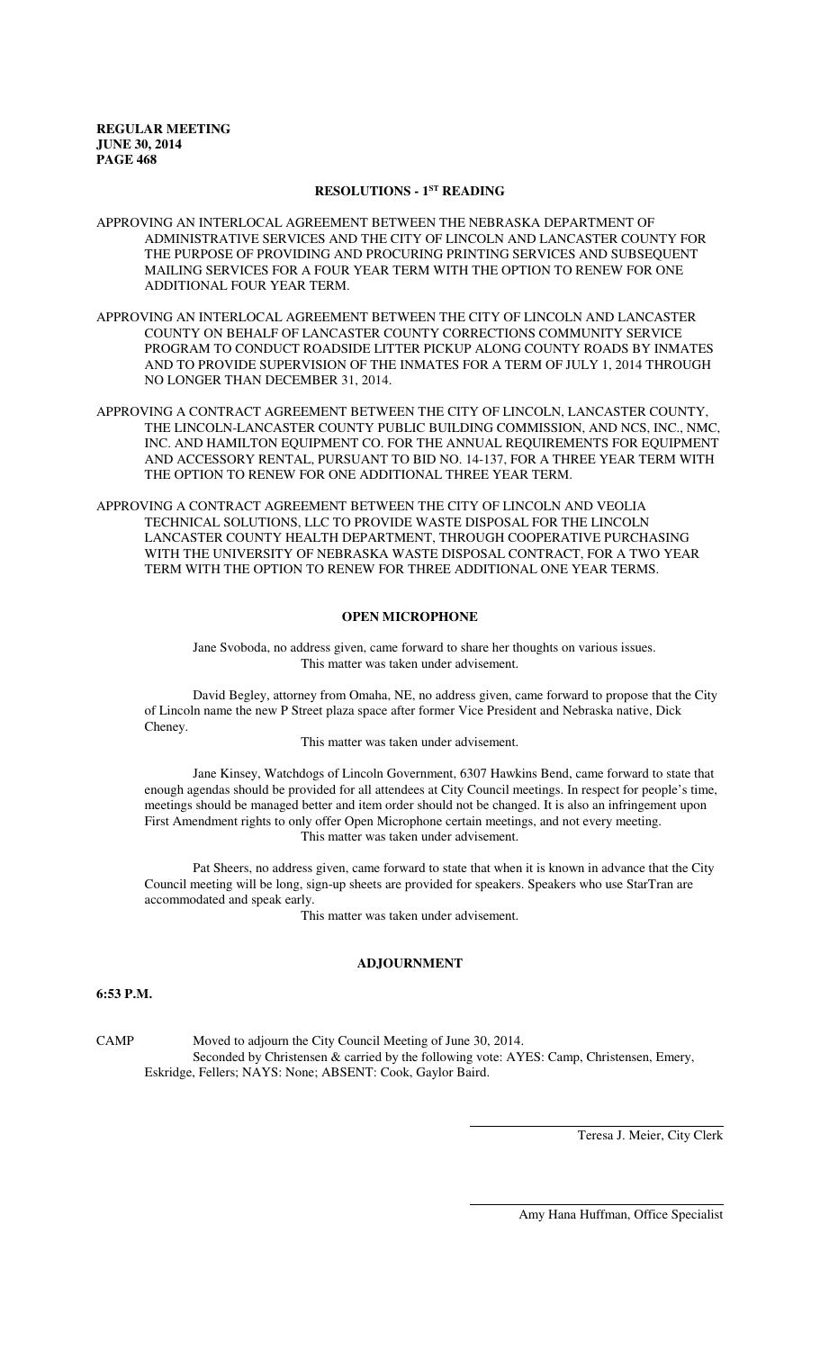## RESOLUTIONS - 1ST READING

APPROVING AN INTERLOCAL AGREEMENT BETWEEN THE NEBRASKA DEPARTMENT OF ADMINISTRATIVE SERVICES AND THE CITY OF LINCOLN AND LANCASTER COUNTY FOR THE PURPOSE OF PROVIDING AND PROCURING PRINTING SERVICES AND SUBSEQUENT MAILING SERVICES FOR A FOUR YEAR TERM WITH THE OPTION TO RENEW FOR ONE ADDITIONAL FOUR YEAR TERM.

APPROVING AN INTERLOCAL AGREEMENT BETWEEN THE CITY OF LINCOLN AND LANCASTER COUNTY ON BEHALF OF LANCASTER COUNTY CORRECTIONS COMMUNITY SERVICE PROGRAM TO CONDUCT ROADSIDE LITTER PICKUP ALONG COUNTY ROADS BY INMATES AND TO PROVIDE SUPERVISION OF THE INMATES FOR A TERM OF JULY 1, 2014 THROUGH NO LONGER THAN DECEMBER 31, 2014.

APPROVING A CONTRACT AGREEMENT BETWEEN THE CITY OF LINCOLN, LANCASTER COUNTY, THE LINCOLN-LANCASTER COUNTY PUBLIC BUILDING COMMISSION, AND NCS, INC., NMC, INC. AND HAMILTON EQUIPMENT CO. FOR THE ANNUAL REQUIREMENTS FOR EQUIPMENT AND ACCESSORY RENTAL, PURSUANT TO BID NO. 14-137, FOR A THREE YEAR TERM WITH THE OPTION TO RENEW FOR ONE ADDITIONAL THREE YEAR TERM.

APPROVING A CONTRACT AGREEMENT BETWEEN THE CITY OF LINCOLN AND VEOLIA TECHNICAL SOLUTIONS, LLC TO PROVIDE WASTE DISPOSAL FOR THE LINCOLN LANCASTER COUNTY HEALTH DEPARTMENT, THROUGH COOPERATIVE PURCHASING WITH THE UNIVERSITY OF NEBRASKA WASTE DISPOSAL CONTRACT, FOR A TWO YEAR TERM WITH THE OPTION TO RENEW FOR THREE ADDITIONAL ONE YEAR TERMS.

## OPEN MICROPHONE

Jane Svoboda, no address given, came forward to share her thoughts on various issues.
This matter was taken under advisement.

David Begley, attorney from Omaha, NE, no address given, came forward to propose that the City of Lincoln name the new P Street plaza space after former Vice President and Nebraska native, Dick Cheney.
This matter was taken under advisement.

Jane Kinsey, Watchdogs of Lincoln Government, 6307 Hawkins Bend, came forward to state that enough agendas should be provided for all attendees at City Council meetings. In respect for people's time, meetings should be managed better and item order should not be changed. It is also an infringement upon First Amendment rights to only offer Open Microphone certain meetings, and not every meeting.
This matter was taken under advisement.

Pat Sheers, no address given, came forward to state that when it is known in advance that the City Council meeting will be long, sign-up sheets are provided for speakers. Speakers who use StarTran are accommodated and speak early.
This matter was taken under advisement.

## ADJOURNMENT

**6:53 P.M.**

CAMP Moved to adjourn the City Council Meeting of June 30, 2014.
Seconded by Christensen & carried by the following vote: AYES: Camp, Christensen, Emery, Eskridge, Fellers; NAYS: None; ABSENT: Cook, Gaylor Baird.

Teresa J. Meier, City Clerk

Amy Hana Huffman, Office Specialist